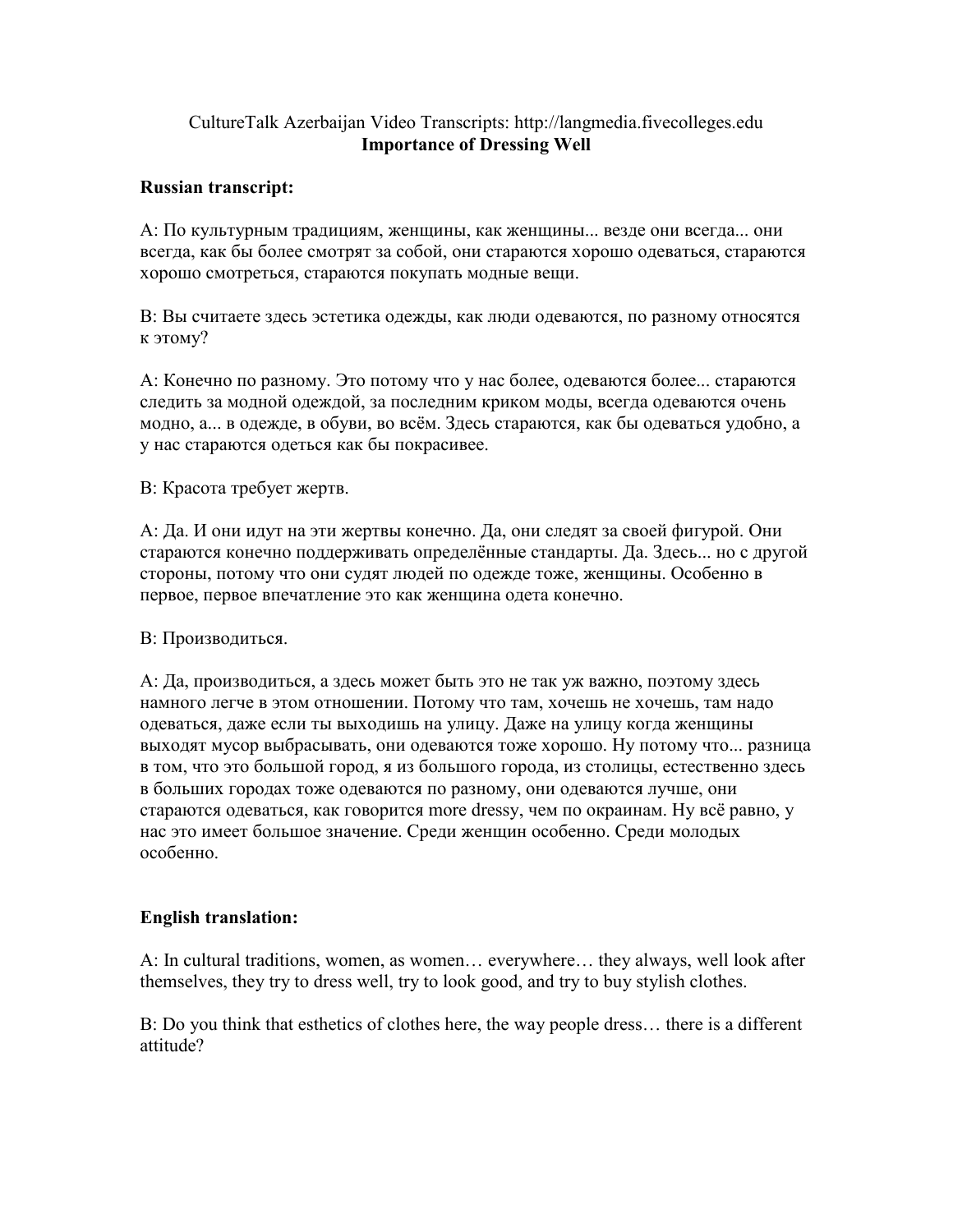CultureTalk Azerbaijan Video Transcripts: http://langmedia.fivecolleges.edu

**Importance of Dressing Well**

**Russian transcript:**

A: По культурным традициям, женщины, как женщины... везде они всегда... они всегда, как бы более смотрят за собой, они стараются хорошо одеваться, стараются хорошо смотреться, стараются покупать модные вещи.

B: Вы считаете здесь эстетика одежды, как люди одеваются, по разному относятся к этому?

A: Конечно по разному. Это потому что у нас более, одеваются более... стараются следить за модной одеждой, за последним криком моды, всегда одеваются очень модно, а... в одежде, в обуви, во всём. Здесь стараются, как бы одеваться удобно, а у нас стараются одеться как бы покрасивее.

B: Красота требует жертв.

A: Да. И они идут на эти жертвы конечно. Да, они следят за своей фигурой. Они стараются конечно поддерживать определённые стандарты. Да. Здесь... но с другой стороны, потому что они судят людей по одежде тоже, женщины. Особенно в первое, первое впечатление это как женщина одета конечно.

B: Производиться.

A: Да, производиться, а здесь может быть это не так уж важно, поэтому здесь намного легче в этом отношении. Потому что там, хочешь не хочешь, там надо одеваться, даже если ты выходишь на улицу. Даже на улицу когда женщины выходят мусор выбрасывать, они одеваются тоже хорошо. Ну потому что... разница в том, что это большой город, я из большого города, из столицы, естественно здесь в больших городах тоже одеваются по разному, они одеваются лучше, они стараются одеваться, как говорится more dressy, чем по окраинам. Ну всё равно, у нас это имеет большое значение. Среди женщин особенно. Среди молодых особенно.

**English translation:**

A: In cultural traditions, women, as women… everywhere… they always, well look after themselves, they try to dress well, try to look good, and try to buy stylish clothes.

B: Do you think that esthetics of clothes here, the way people dress… there is a different attitude?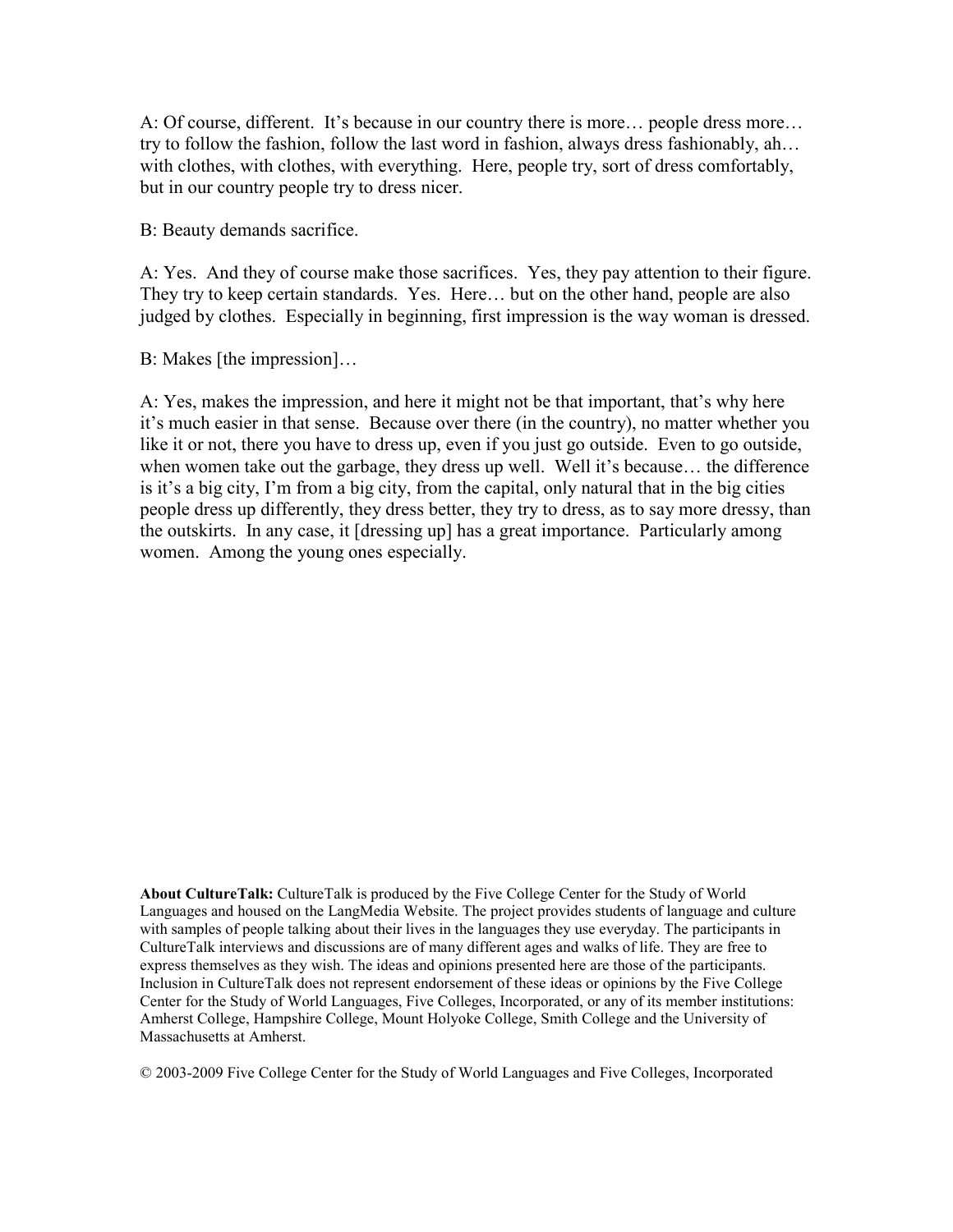A: Of course, different. It's because in our country there is more… people dress more… try to follow the fashion, follow the last word in fashion, always dress fashionably, ah… with clothes, with clothes, with everything. Here, people try, sort of dress comfortably, but in our country people try to dress nicer.

B: Beauty demands sacrifice.

A: Yes. And they of course make those sacrifices. Yes, they pay attention to their figure. They try to keep certain standards. Yes. Here… but on the other hand, people are also judged by clothes. Especially in beginning, first impression is the way woman is dressed.

B: Makes [the impression]…

A: Yes, makes the impression, and here it might not be that important, that's why here it's much easier in that sense. Because over there (in the country), no matter whether you like it or not, there you have to dress up, even if you just go outside. Even to go outside, when women take out the garbage, they dress up well. Well it's because… the difference is it's a big city, I'm from a big city, from the capital, only natural that in the big cities people dress up differently, they dress better, they try to dress, as to say more dressy, than the outskirts. In any case, it [dressing up] has a great importance. Particularly among women. Among the young ones especially.

**About CultureTalk:** CultureTalk is produced by the Five College Center for the Study of World Languages and housed on the LangMedia Website. The project provides students of language and culture with samples of people talking about their lives in the languages they use everyday. The participants in CultureTalk interviews and discussions are of many different ages and walks of life. They are free to express themselves as they wish. The ideas and opinions presented here are those of the participants. Inclusion in CultureTalk does not represent endorsement of these ideas or opinions by the Five College Center for the Study of World Languages, Five Colleges, Incorporated, or any of its member institutions: Amherst College, Hampshire College, Mount Holyoke College, Smith College and the University of Massachusetts at Amherst.

© 2003-2009 Five College Center for the Study of World Languages and Five Colleges, Incorporated